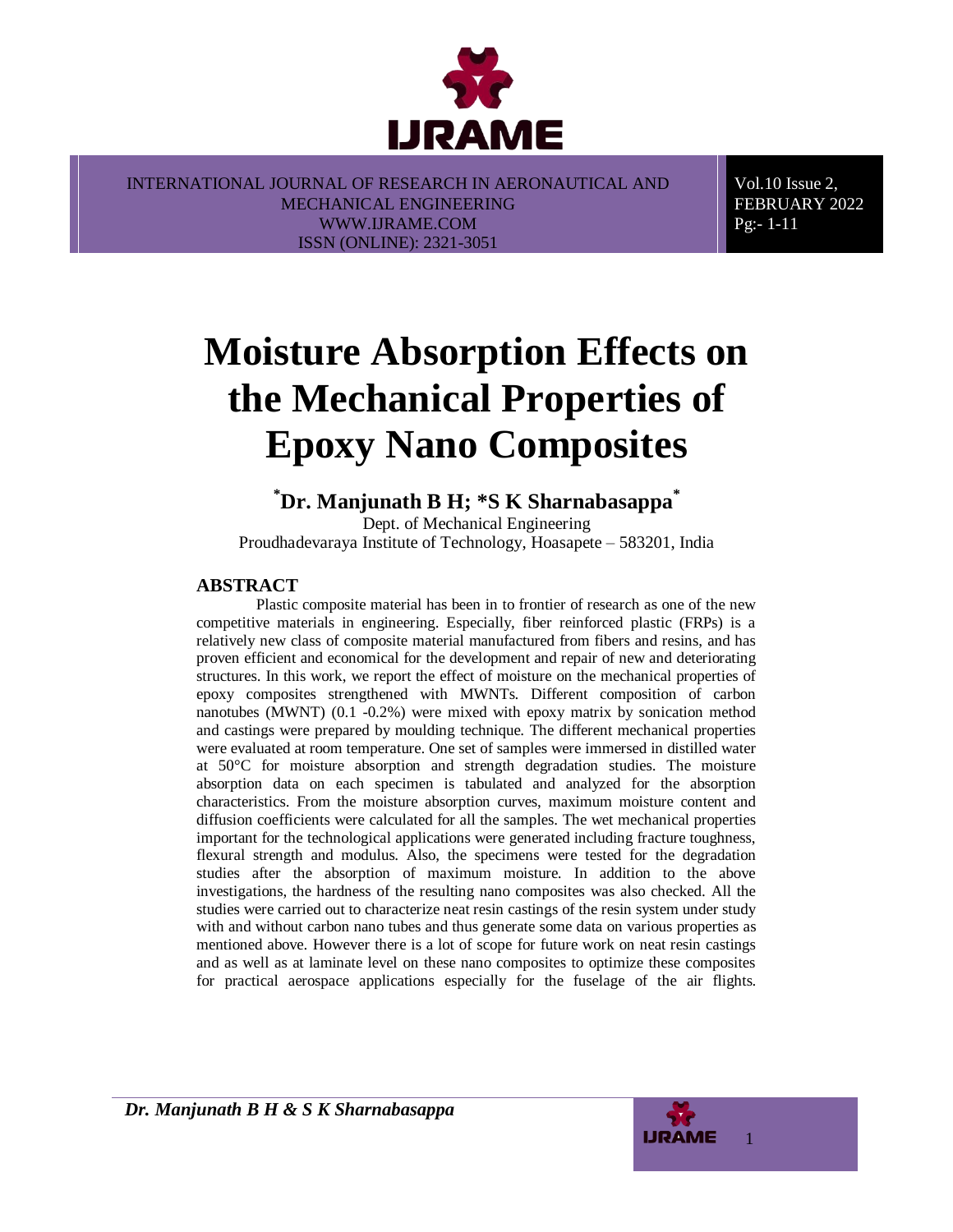# Moisture Absorption Effects on the Mechanical Properties of Epoxy Nano Composites

**[*]Dr. Manjunath B H; *S K Sharnabasappa[*]**

Dept. of Mechanical Engineering
Proudhadevaraya Institute of Technology, Hoasapete – 583201, India

## ABSTRACT

Plastic composite material has been in to frontier of research as one of the new competitive materials in engineering. Especially, fiber reinforced plastic (FRPs) is a relatively new class of composite material manufactured from fibers and resins, and has proven efficient and economical for the development and repair of new and deteriorating structures. In this work, we report the effect of moisture on the mechanical properties of epoxy composites strengthened with MWNTs. Different composition of carbon nanotubes (MWNT) (0.1 -0.2%) were mixed with epoxy matrix by sonication method and castings were prepared by moulding technique. The different mechanical properties were evaluated at room temperature. One set of samples were immersed in distilled water at 50°C for moisture absorption and strength degradation studies. The moisture absorption data on each specimen is tabulated and analyzed for the absorption characteristics. From the moisture absorption curves, maximum moisture content and diffusion coefficients were calculated for all the samples. The wet mechanical properties important for the technological applications were generated including fracture toughness, flexural strength and modulus. Also, the specimens were tested for the degradation studies after the absorption of maximum moisture. In addition to the above investigations, the hardness of the resulting nano composites was also checked. All the studies were carried out to characterize neat resin castings of the resin system under study with and without carbon nano tubes and thus generate some data on various properties as mentioned above. However there is a lot of scope for future work on neat resin castings and as well as at laminate level on these nano composites to optimize these composites for practical aerospace applications especially for the fuselage of the air flights.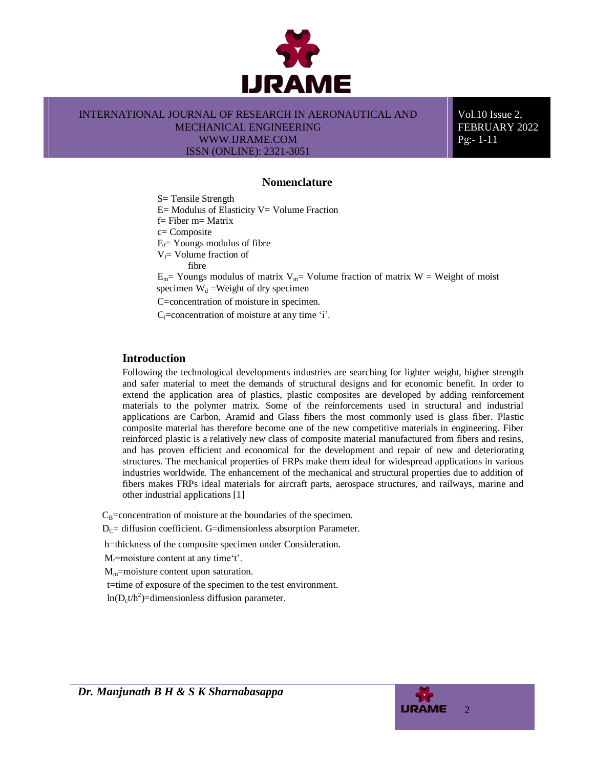## Nomenclature

S= Tensile Strength

E= Modulus of Elasticity V= Volume Fraction

f= Fiber m= Matrix

c= Composite

$E_f$= Youngs modulus of fibre

$V_f$= Volume fraction of fibre

$E_m$= Youngs modulus of matrix $V_m$= Volume fraction of matrix W = Weight of moist specimen $W_d$ =Weight of dry specimen

C=concentration of moisture in specimen.

$C_i$=concentration of moisture at any time 'i'.

## Introduction

Following the technological developments industries are searching for lighter weight, higher strength and safer material to meet the demands of structural designs and for economic benefit. In order to extend the application area of plastics, plastic composites are developed by adding reinforcement materials to the polymer matrix. Some of the reinforcements used in structural and industrial applications are Carbon, Aramid and Glass fibers the most commonly used is glass fiber. Plastic composite material has therefore become one of the new competitive materials in engineering. Fiber reinforced plastic is a relatively new class of composite material manufactured from fibers and resins, and has proven efficient and economical for the development and repair of new and deteriorating structures. The mechanical properties of FRPs make them ideal for widespread applications in various industries worldwide. The enhancement of the mechanical and structural properties due to addition of fibers makes FRPs ideal materials for aircraft parts, aerospace structures, and railways, marine and other industrial applications [1]

$C_B$=concentration of moisture at the boundaries of the specimen.

$D_C$= diffusion coefficient. G=dimensionless absorption Parameter.

h=thickness of the composite specimen under Consideration.

$M_t$=moisture content at any time't'.

$M_m$=moisture content upon saturation.

t=time of exposure of the specimen to the test environment.

$\ln(D_c t/h^2)$=dimensionless diffusion parameter.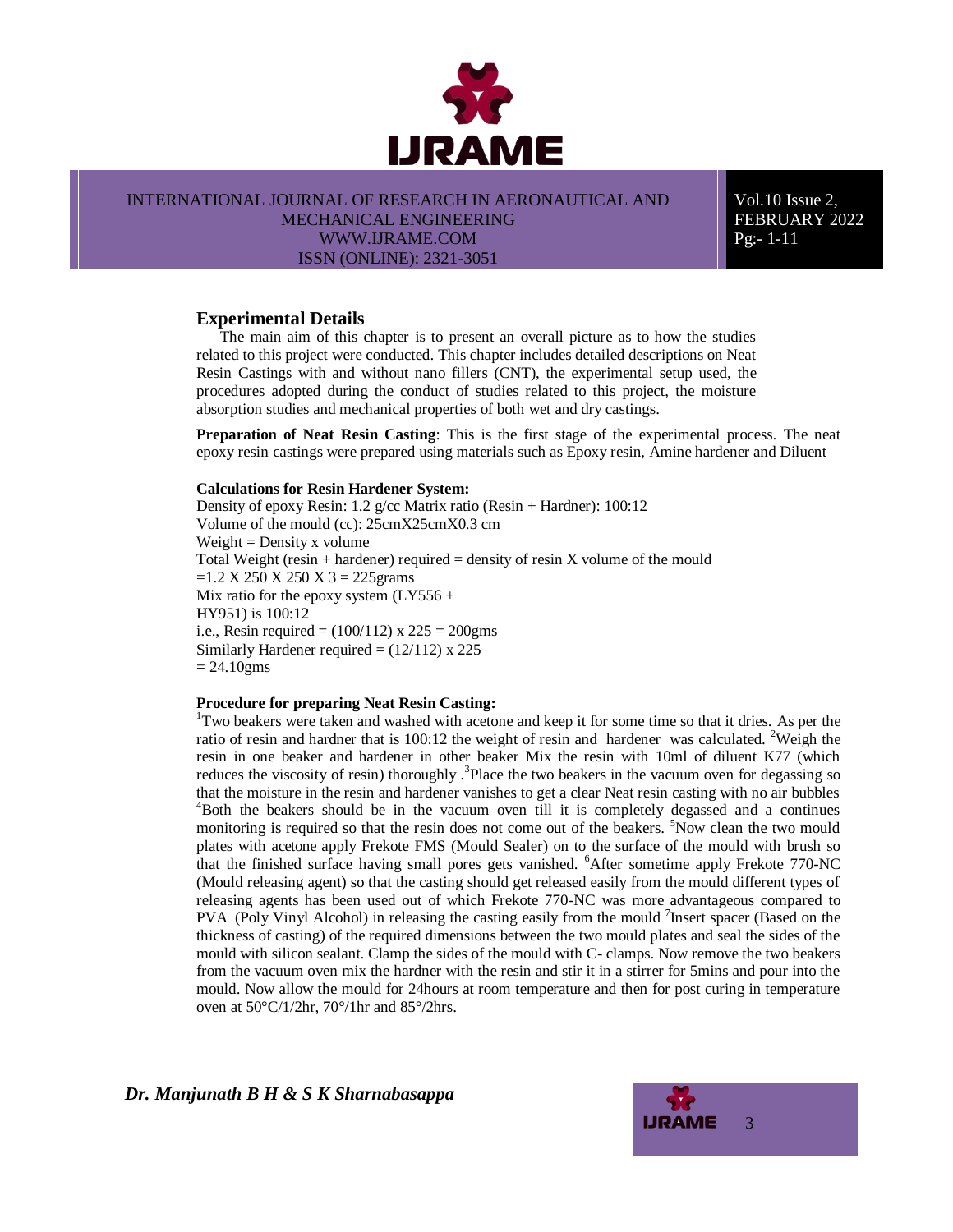## Experimental Details

The main aim of this chapter is to present an overall picture as to how the studies related to this project were conducted. This chapter includes detailed descriptions on Neat Resin Castings with and without nano fillers (CNT), the experimental setup used, the procedures adopted during the conduct of studies related to this project, the moisture absorption studies and mechanical properties of both wet and dry castings.

**Preparation of Neat Resin Casting**: This is the first stage of the experimental process. The neat epoxy resin castings were prepared using materials such as Epoxy resin, Amine hardener and Diluent

**Calculations for Resin Hardener System:**

Density of epoxy Resin: 1.2 g/cc Matrix ratio (Resin + Hardner): 100:12

Volume of the mould (cc): 25cmX25cmX0.3 cm

Weight = Density x volume

Total Weight (resin + hardener) required = density of resin X volume of the mould

=1.2 X 250 X 250 X 3 = 225grams

Mix ratio for the epoxy system (LY556 + HY951) is 100:12

i.e., Resin required = (100/112) x 225 = 200gms

Similarly Hardener required = (12/112) x 225

= 24.10gms

**Procedure for preparing Neat Resin Casting:**

[1]Two beakers were taken and washed with acetone and keep it for some time so that it dries. As per the ratio of resin and hardner that is 100:12 the weight of resin and hardener was calculated. [2]Weigh the resin in one beaker and hardener in other beaker Mix the resin with 10ml of diluent K77 (which reduces the viscosity of resin) thoroughly .[3]Place the two beakers in the vacuum oven for degassing so that the moisture in the resin and hardener vanishes to get a clear Neat resin casting with no air bubbles [4]Both the beakers should be in the vacuum oven till it is completely degassed and a continues monitoring is required so that the resin does not come out of the beakers. [5]Now clean the two mould plates with acetone apply Frekote FMS (Mould Sealer) on to the surface of the mould with brush so that the finished surface having small pores gets vanished. [6]After sometime apply Frekote 770-NC (Mould releasing agent) so that the casting should get released easily from the mould different types of releasing agents has been used out of which Frekote 770-NC was more advantageous compared to PVA (Poly Vinyl Alcohol) in releasing the casting easily from the mould [7]Insert spacer (Based on the thickness of casting) of the required dimensions between the two mould plates and seal the sides of the mould with silicon sealant. Clamp the sides of the mould with C- clamps. Now remove the two beakers from the vacuum oven mix the hardner with the resin and stir it in a stirrer for 5mins and pour into the mould. Now allow the mould for 24hours at room temperature and then for post curing in temperature oven at 50°C/1/2hr, 70°/1hr and 85°/2hrs.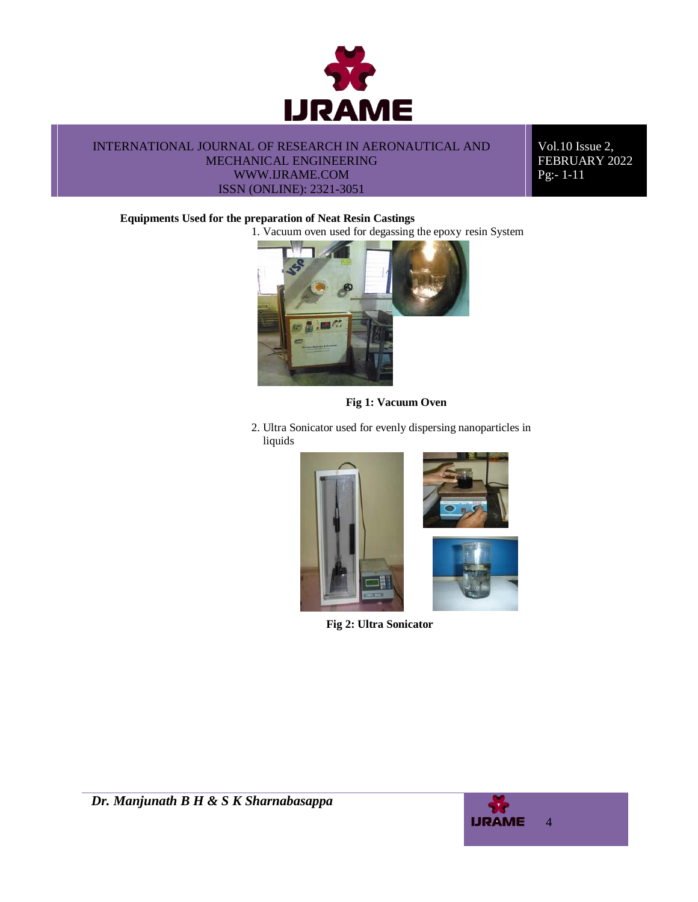**Equipments Used for the preparation of Neat Resin Castings**

1. Vacuum oven used for degassing the epoxy resin System

**Fig 1: Vacuum Oven**

2. Ultra Sonicator used for evenly dispersing nanoparticles in liquids

**Fig 2: Ultra Sonicator**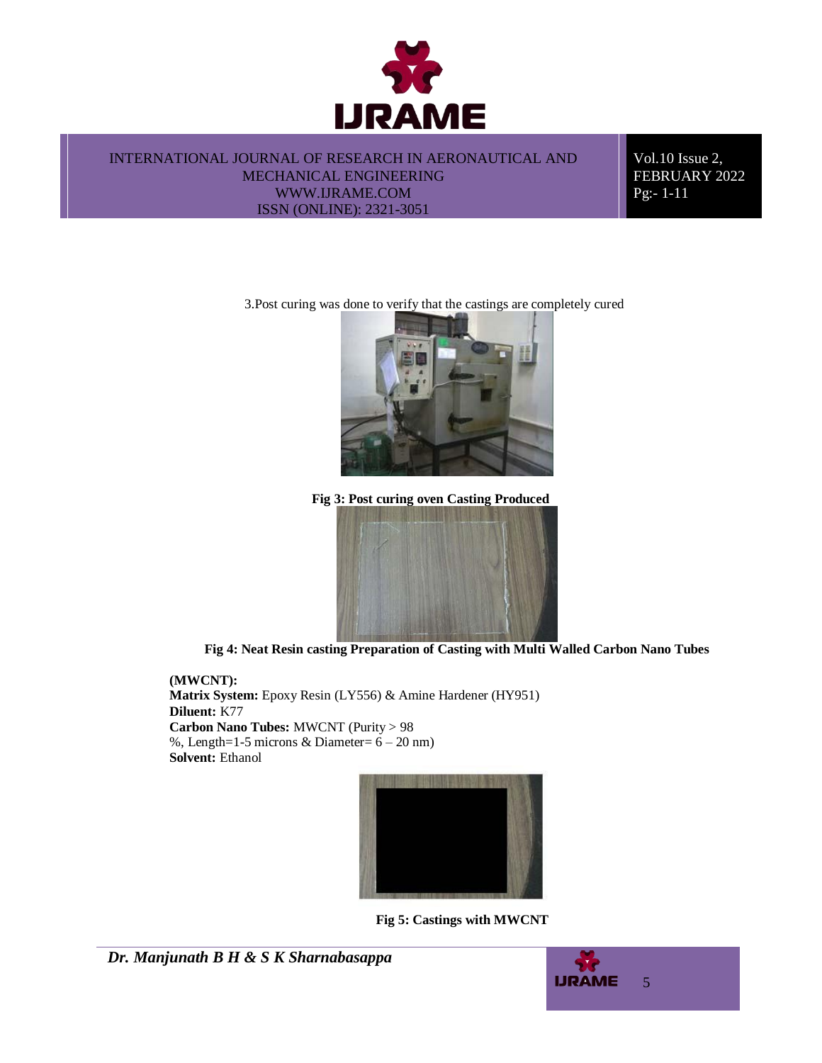3.Post curing was done to verify that the castings are completely cured

**Fig 3: Post curing oven Casting Produced**

**Fig 4: Neat Resin casting Preparation of Casting with Multi Walled Carbon Nano Tubes**

**(MWCNT):**

**Matrix System:** Epoxy Resin (LY556) & Amine Hardener (HY951)
**Diluent:** K77
**Carbon Nano Tubes:** MWCNT (Purity > 98 %, Length=1-5 microns & Diameter= 6 – 20 nm)
**Solvent:** Ethanol

**Fig 5: Castings with MWCNT**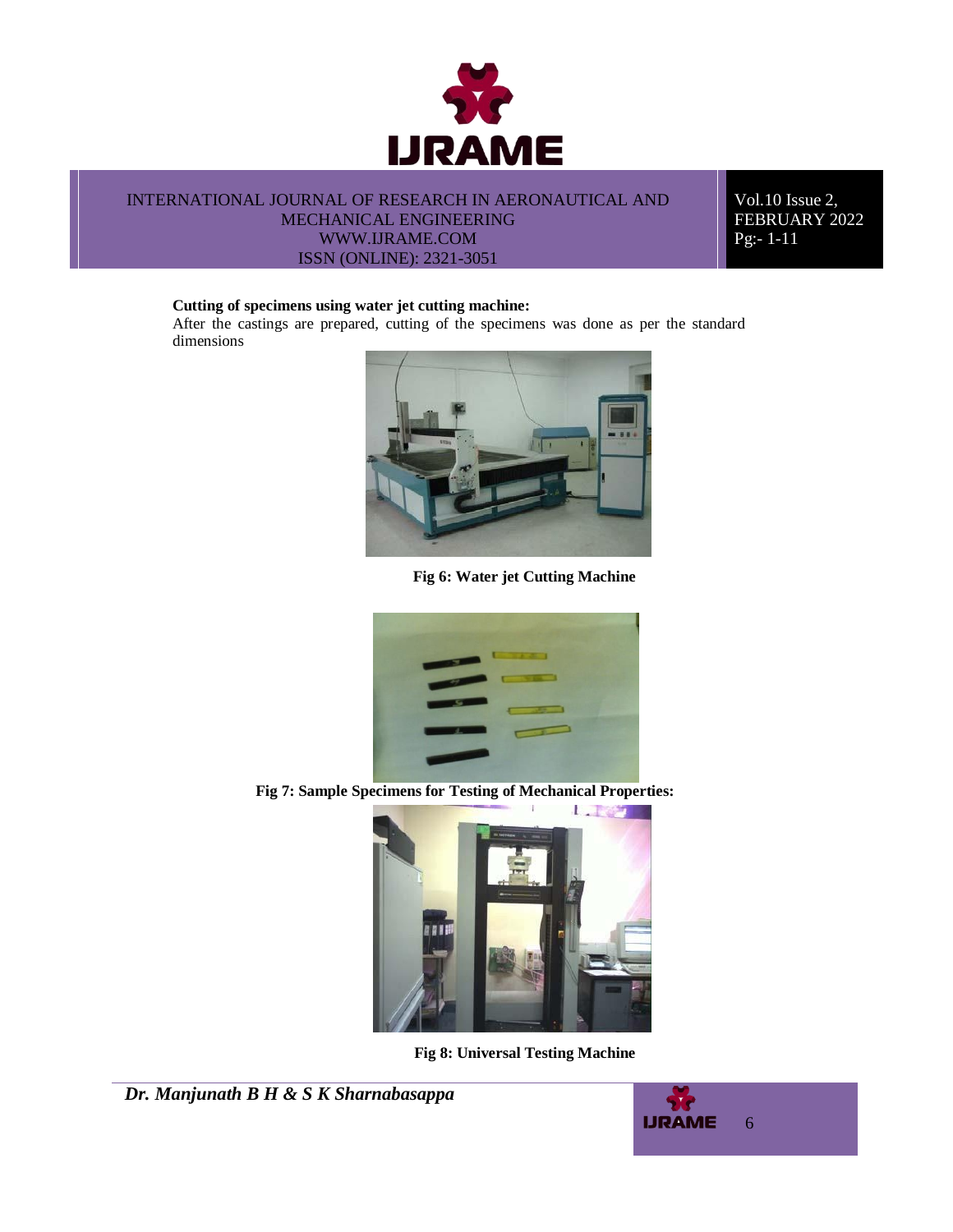**Cutting of specimens using water jet cutting machine:**

After the castings are prepared, cutting of the specimens was done as per the standard dimensions

**Fig 6: Water jet Cutting Machine**

**Fig 7: Sample Specimens for Testing of Mechanical Properties:**

**Fig 8: Universal Testing Machine**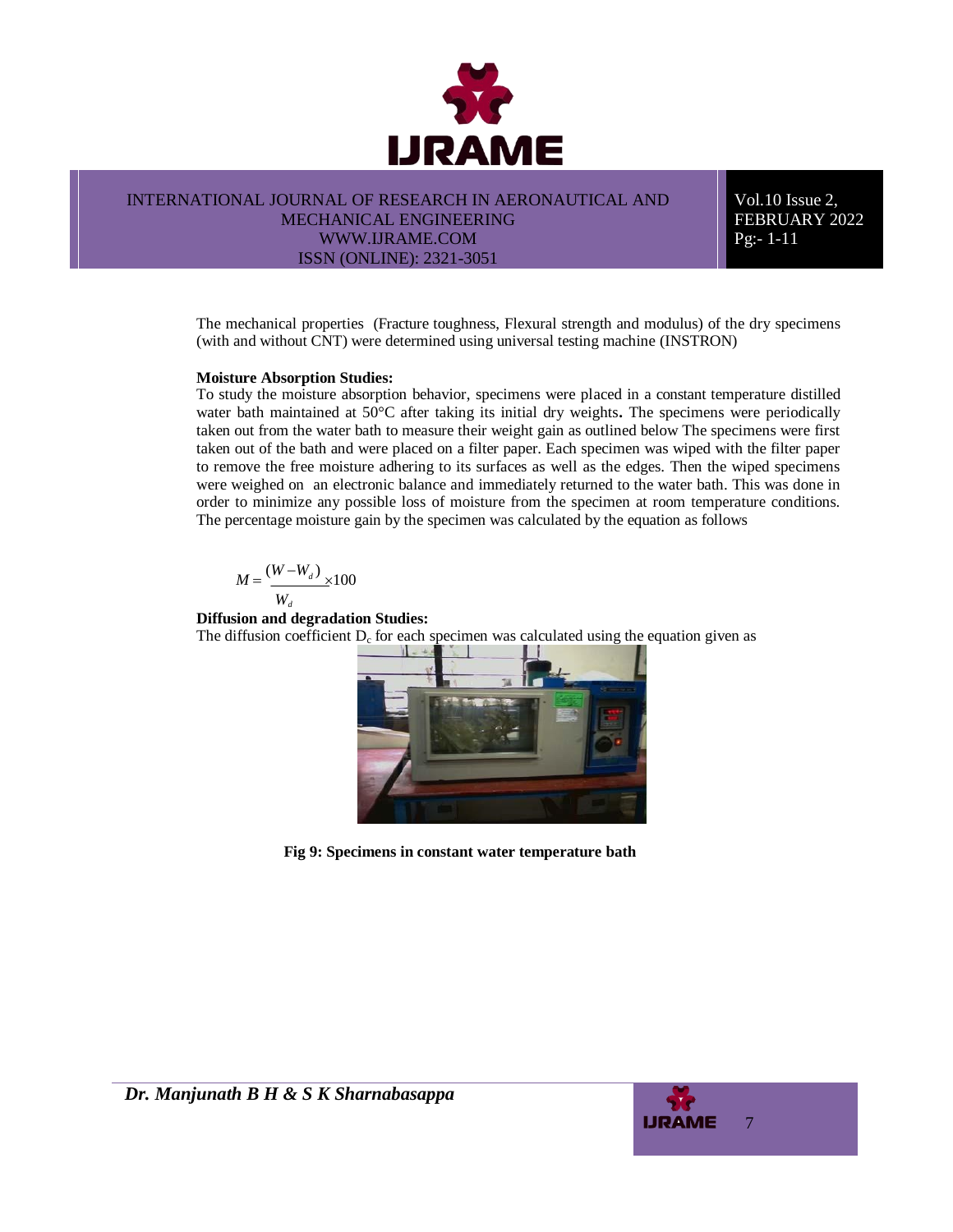The mechanical properties (Fracture toughness, Flexural strength and modulus) of the dry specimens (with and without CNT) were determined using universal testing machine (INSTRON)

**Moisture Absorption Studies:**

To study the moisture absorption behavior, specimens were placed in a constant temperature distilled water bath maintained at 50°C after taking its initial dry weights**.** The specimens were periodically taken out from the water bath to measure their weight gain as outlined below The specimens were first taken out of the bath and were placed on a filter paper. Each specimen was wiped with the filter paper to remove the free moisture adhering to its surfaces as well as the edges. Then the wiped specimens were weighed on an electronic balance and immediately returned to the water bath. This was done in order to minimize any possible loss of moisture from the specimen at room temperature conditions. The percentage moisture gain by the specimen was calculated by the equation as follows

$$M = \frac{(W - W_d)}{W_d} \times 100$$

**Diffusion and degradation Studies:**

The diffusion coefficient $D_c$ for each specimen was calculated using the equation given as

**Fig 9: Specimens in constant water temperature bath**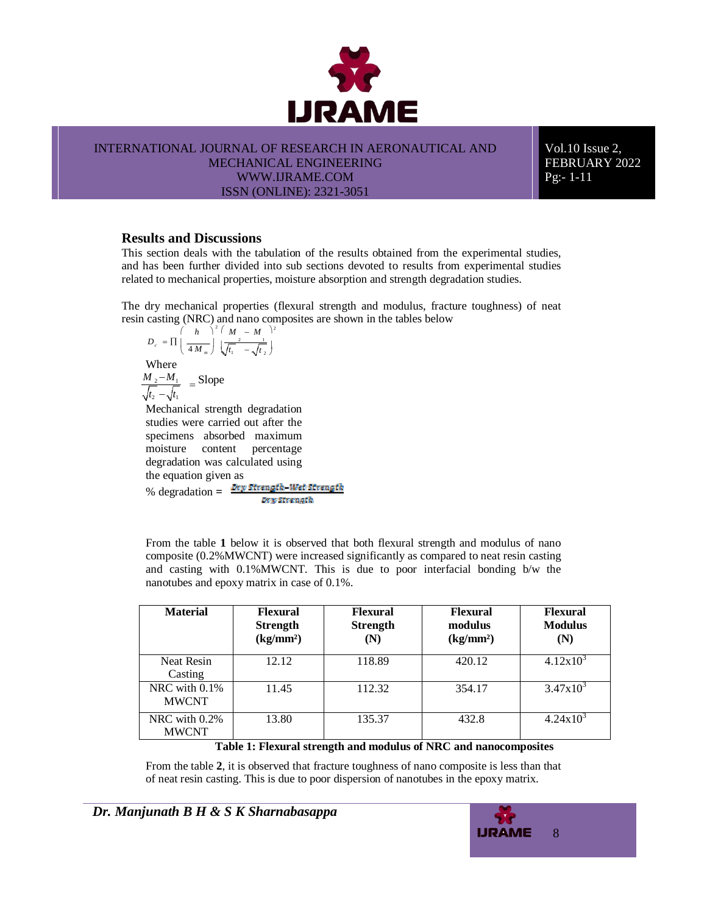## Results and Discussions

This section deals with the tabulation of the results obtained from the experimental studies, and has been further divided into sub sections devoted to results from experimental studies related to mechanical properties, moisture absorption and strength degradation studies.

The dry mechanical properties (flexural strength and modulus, fracture toughness) of neat resin casting (NRC) and nano composites are shown in the tables below

$$D_c = \Pi \left( \frac{h}{4M_m} \right)^2 \left( \frac{M_2 - M_1}{\sqrt{t_1} - \sqrt{t_2}} \right)^2$$

Where

$$\frac{M_2 - M_1}{\sqrt{t_2} - \sqrt{t_1}} = \text{Slope}$$

Mechanical strength degradation studies were carried out after the specimens absorbed maximum moisture content percentage degradation was calculated using the equation given as

$$\% \text{ degradation} = \frac{\text{Dry Strength} - \text{Wet Strength}}{\text{Dry Strength}}$$

From the table **1** below it is observed that both flexural strength and modulus of nano composite (0.2%MWCNT) were increased significantly as compared to neat resin casting and casting with 0.1%MWCNT. This is due to poor interfacial bonding b/w the nanotubes and epoxy matrix in case of 0.1%.

| Material | Flexural Strength (kg/mm²) | Flexural Strength (N) | Flexural modulus (kg/mm²) | Flexural Modulus (N) |
|---|---|---|---|---|
| Neat Resin Casting | 12.12 | 118.89 | 420.12 | $4.12 \times 10^3$ |
| NRC with 0.1% MWCNT | 11.45 | 112.32 | 354.17 | $3.47 \times 10^3$ |
| NRC with 0.2% MWCNT | 13.80 | 135.37 | 432.8 | $4.24 \times 10^3$ |

**Table 1: Flexural strength and modulus of NRC and nanocomposites**

From the table **2**, it is observed that fracture toughness of nano composite is less than that of neat resin casting. This is due to poor dispersion of nanotubes in the epoxy matrix.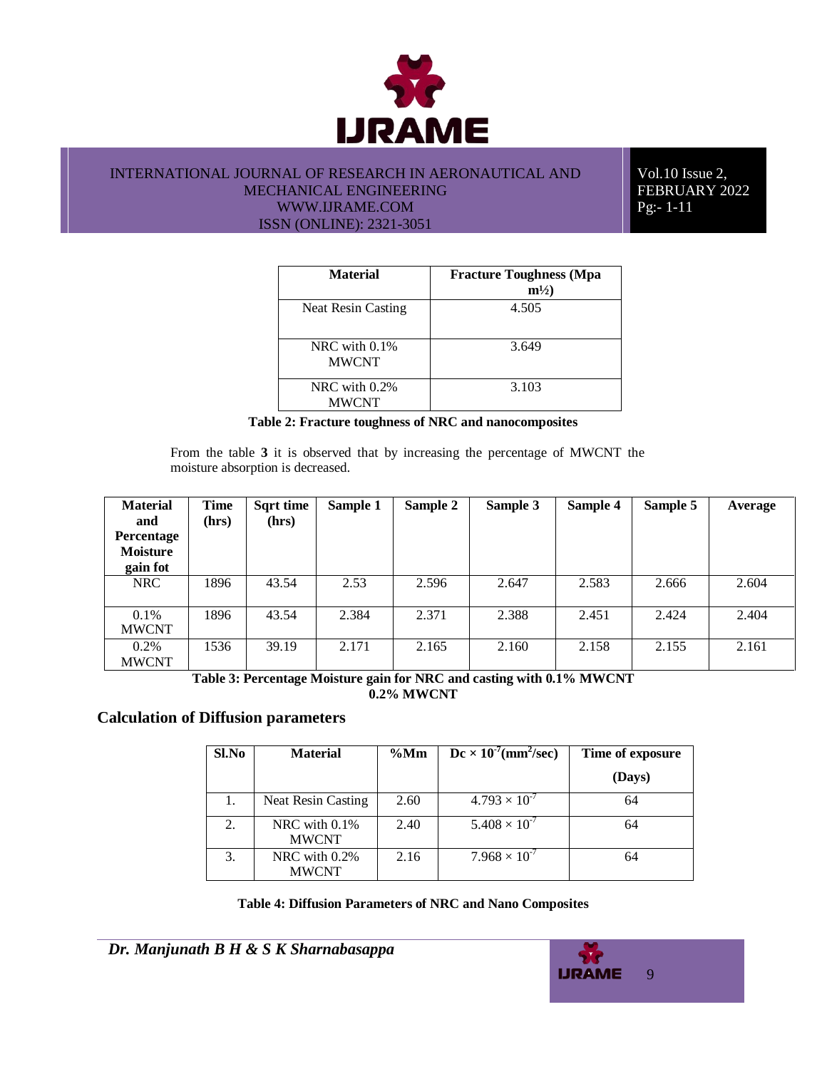| Material | Fracture Toughness (Mpa m½) |
| --- | --- |
| Neat Resin Casting | 4.505 |
| NRC with 0.1% MWCNT | 3.649 |
| NRC with 0.2% MWCNT | 3.103 |

**Table 2: Fracture toughness of NRC and nanocomposites**

From the table **3** it is observed that by increasing the percentage of MWCNT the moisture absorption is decreased.

| Material and Percentage Moisture gain fot | Time (hrs) | Sqrt time (hrs) | Sample 1 | Sample 2 | Sample 3 | Sample 4 | Sample 5 | Average |
| --- | --- | --- | --- | --- | --- | --- | --- | --- |
| NRC | 1896 | 43.54 | 2.53 | 2.596 | 2.647 | 2.583 | 2.666 | 2.604 |
| 0.1% MWCNT | 1896 | 43.54 | 2.384 | 2.371 | 2.388 | 2.451 | 2.424 | 2.404 |
| 0.2% MWCNT | 1536 | 39.19 | 2.171 | 2.165 | 2.160 | 2.158 | 2.155 | 2.161 |

**Table 3: Percentage Moisture gain for NRC and casting with 0.1% MWCNT 0.2% MWCNT**

## Calculation of Diffusion parameters

| Sl.No | Material | %Mm | Dc × $10^{-7}$($mm^2$/sec) | Time of exposure (Days) |
| --- | --- | --- | --- | --- |
| 1. | Neat Resin Casting | 2.60 | $4.793 \times 10^{-7}$ | 64 |
| 2. | NRC with 0.1% MWCNT | 2.40 | $5.408 \times 10^{-7}$ | 64 |
| 3. | NRC with 0.2% MWCNT | 2.16 | $7.968 \times 10^{-7}$ | 64 |

**Table 4: Diffusion Parameters of NRC and Nano Composites**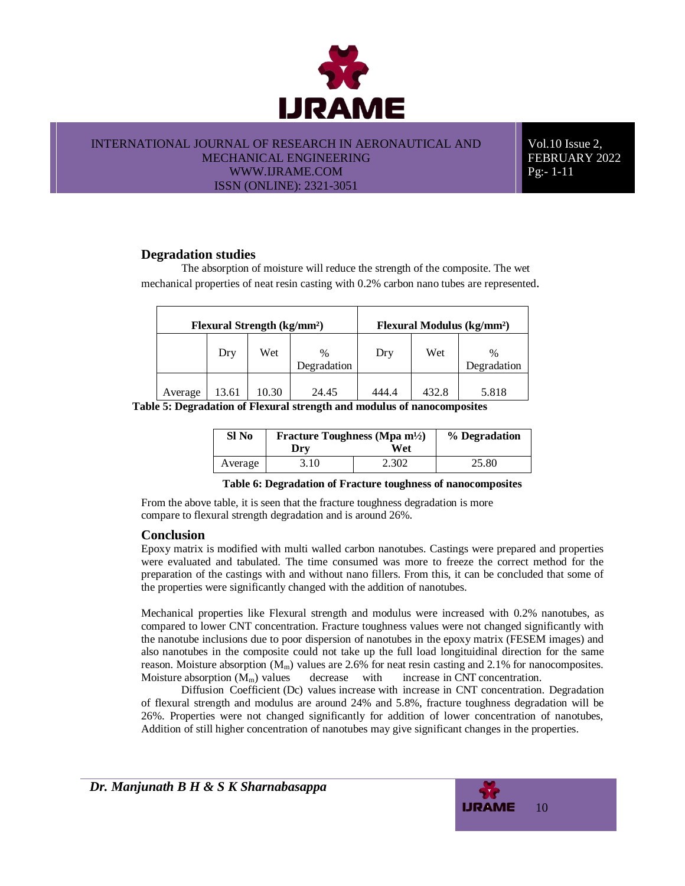## Degradation studies

The absorption of moisture will reduce the strength of the composite. The wet mechanical properties of neat resin casting with 0.2% carbon nano tubes are represented.

| | Flexural Strength (kg/mm²) | | | Flexural Modulus (kg/mm²) | | |
|---|---|---|---|---|---|---|
| | Dry | Wet | % Degradation | Dry | Wet | % Degradation |
| Average | 13.61 | 10.30 | 24.45 | 444.4 | 432.8 | 5.818 |

**Table 5: Degradation of Flexural strength and modulus of nanocomposites**

| Sl No | Fracture Toughness (Mpa m½) | | % Degradation |
|---|---|---|---|
| | Dry | Wet | |
| Average | 3.10 | 2.302 | 25.80 |

**Table 6: Degradation of Fracture toughness of nanocomposites**

From the above table, it is seen that the fracture toughness degradation is more compare to flexural strength degradation and is around 26%.

## Conclusion

Epoxy matrix is modified with multi walled carbon nanotubes. Castings were prepared and properties were evaluated and tabulated. The time consumed was more to freeze the correct method for the preparation of the castings with and without nano fillers. From this, it can be concluded that some of the properties were significantly changed with the addition of nanotubes.

Mechanical properties like Flexural strength and modulus were increased with 0.2% nanotubes, as compared to lower CNT concentration. Fracture toughness values were not changed significantly with the nanotube inclusions due to poor dispersion of nanotubes in the epoxy matrix (FESEM images) and also nanotubes in the composite could not take up the full load longituidinal direction for the same reason. Moisture absorption ($M_m$) values are 2.6% for neat resin casting and 2.1% for nanocomposites. Moisture absorption ($M_m$) values decrease with increase in CNT concentration.

Diffusion Coefficient (Dc) values increase with increase in CNT concentration. Degradation of flexural strength and modulus are around 24% and 5.8%, fracture toughness degradation will be 26%. Properties were not changed significantly for addition of lower concentration of nanotubes, Addition of still higher concentration of nanotubes may give significant changes in the properties.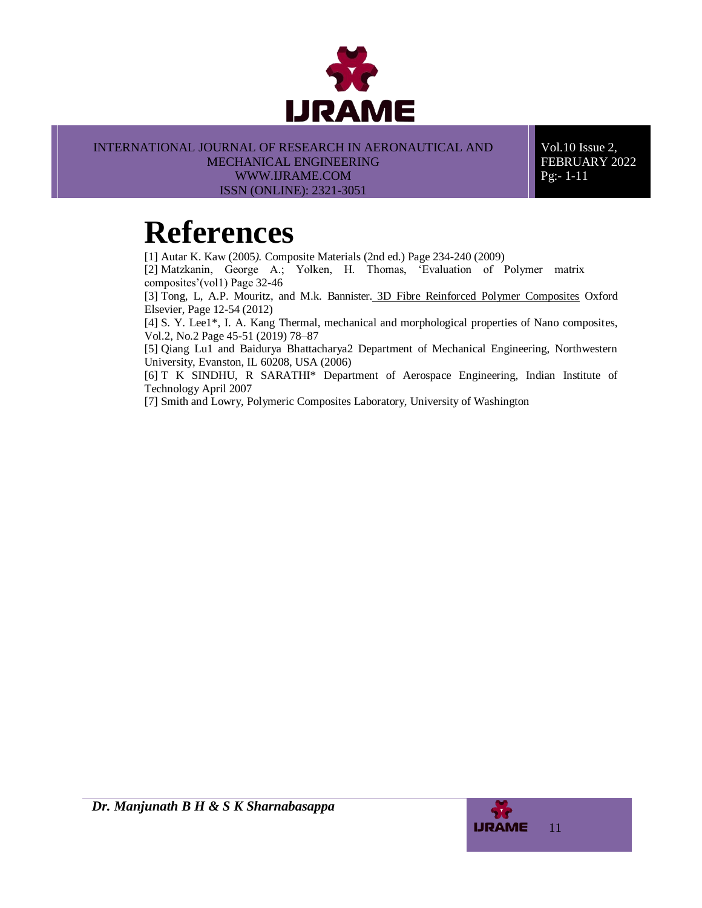# References

[1] Autar K. Kaw (2005). Composite Materials (2nd ed.) Page 234-240 (2009)

[2] Matzkanin, George A.; Yolken, H. Thomas, 'Evaluation of Polymer matrix composites'(vol1) Page 32-46

[3] Tong, L, A.P. Mouritz, and M.k. Bannister. 3D Fibre Reinforced Polymer Composites Oxford Elsevier, Page 12-54 (2012)

[4] S. Y. Lee1*, I. A. Kang Thermal, mechanical and morphological properties of Nano composites, Vol.2, No.2 Page 45-51 (2019) 78–87

[5] Qiang Lu1 and Baidurya Bhattacharya2 Department of Mechanical Engineering, Northwestern University, Evanston, IL 60208, USA (2006)

[6] T K SINDHU, R SARATHI* Department of Aerospace Engineering, Indian Institute of Technology April 2007

[7] Smith and Lowry, Polymeric Composites Laboratory, University of Washington